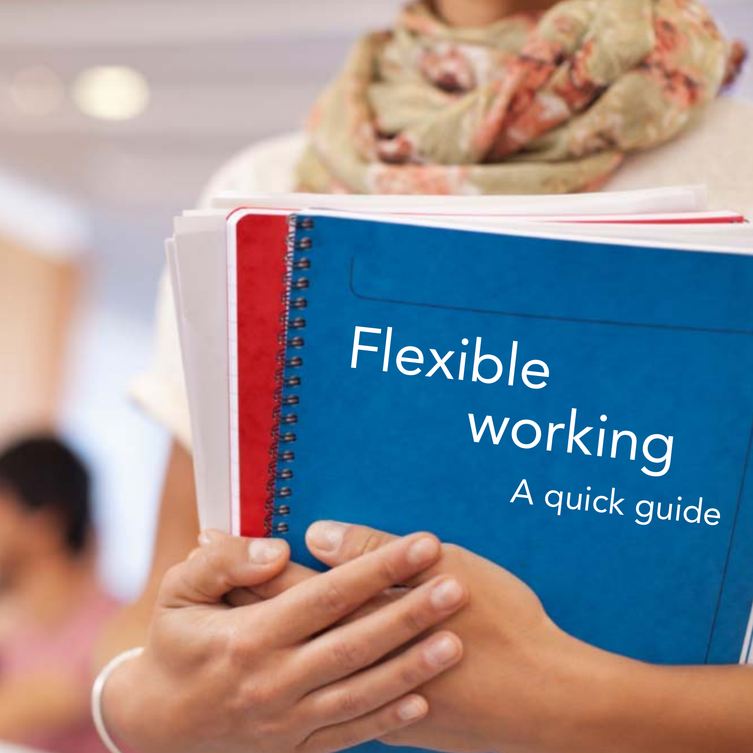# Flexible working

## A quick guide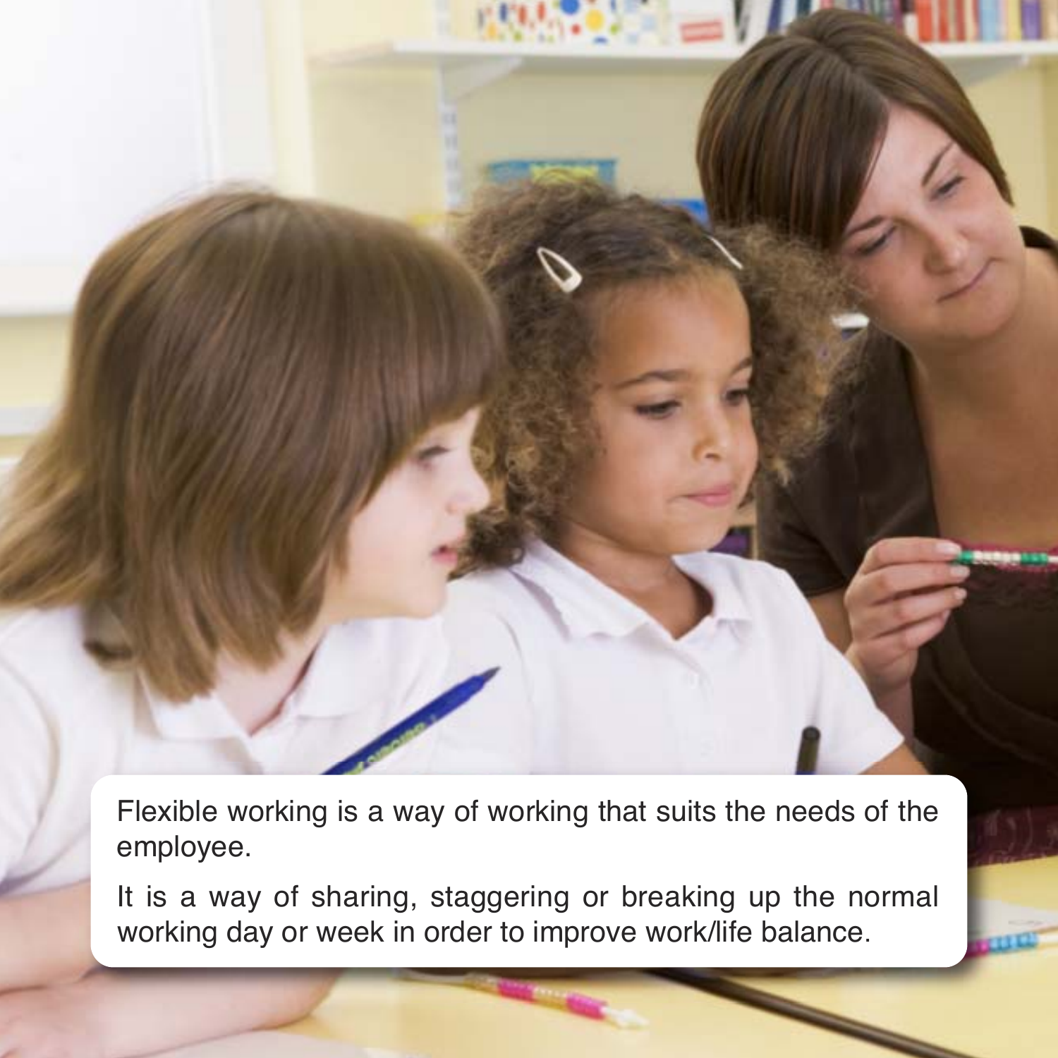Flexible working is a way of working that suits the needs of the employee.

It is a way of sharing, staggering or breaking up the normal working day or week in order to improve work/life balance.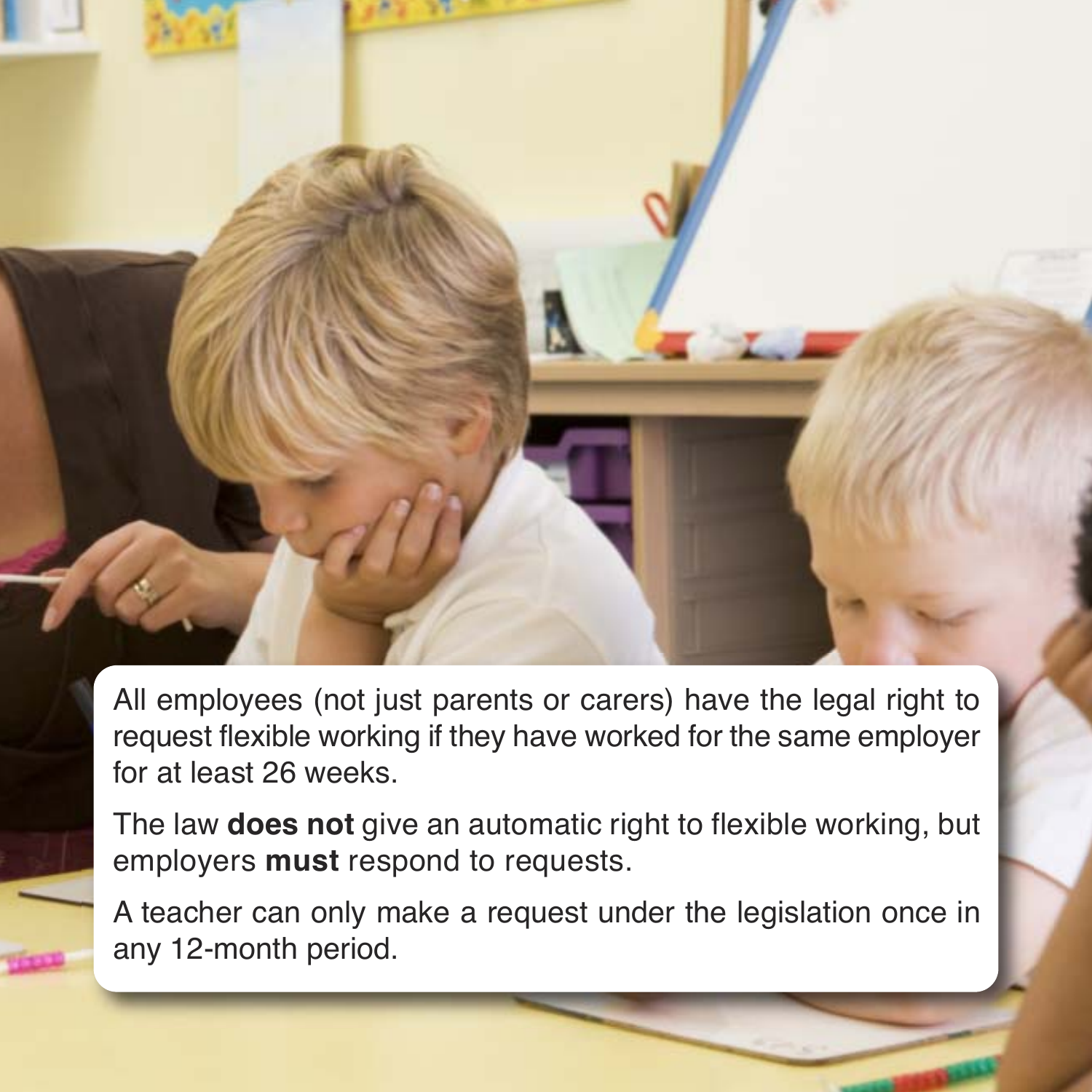All employees (not just parents or carers) have the legal right to request flexible working if they have worked for the same employer for at least 26 weeks.

The law **does not** give an automatic right to flexible working, but employers **must** respond to requests.

A teacher can only make a request under the legislation once in any 12-month period.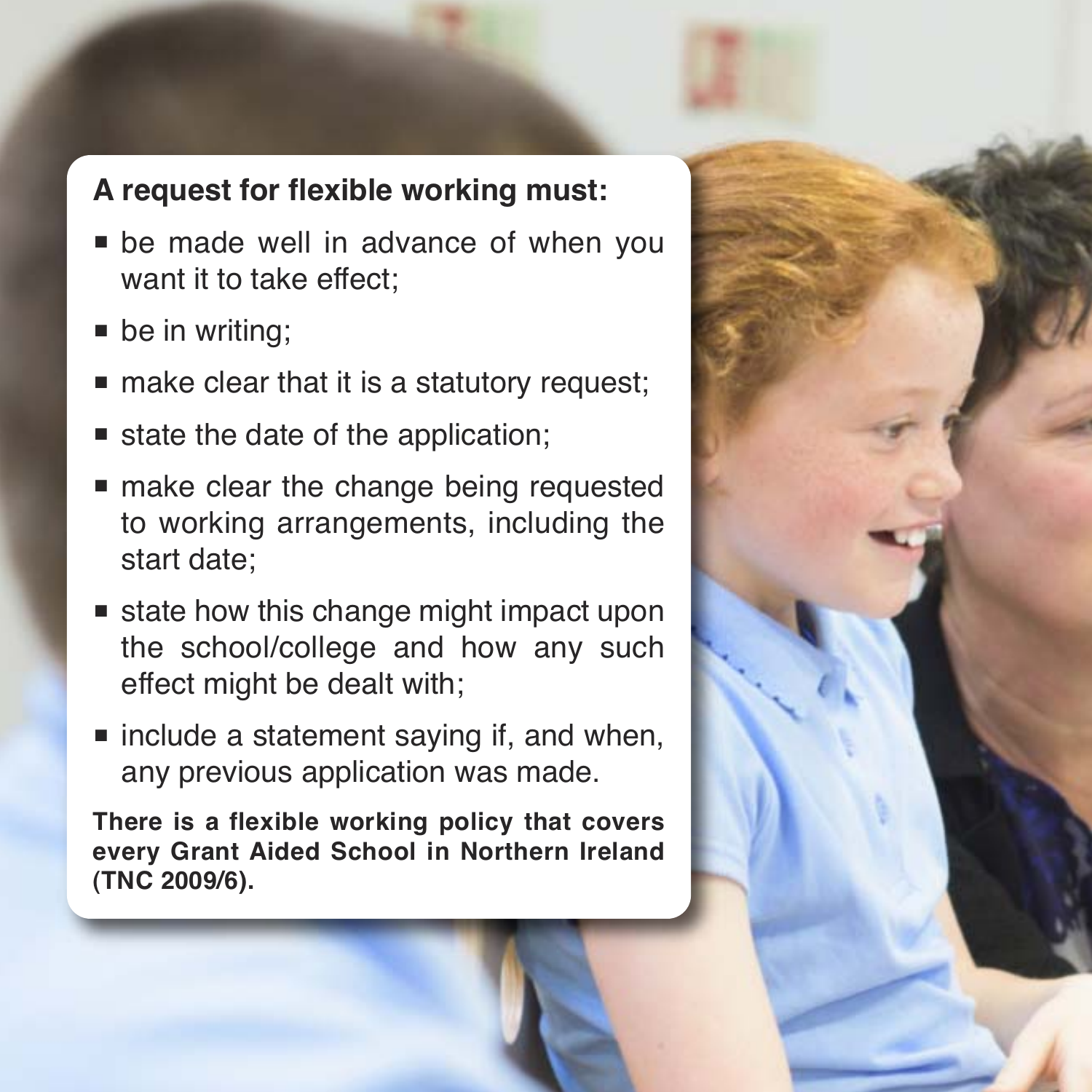**A request for flexible working must:**

- be made well in advance of when you want it to take effect;
- be in writing;
- make clear that it is a statutory request;
- state the date of the application;
- make clear the change being requested to working arrangements, including the start date;
- state how this change might impact upon the school/college and how any such effect might be dealt with;
- include a statement saying if, and when, any previous application was made.

**There is a flexible working policy that covers every Grant Aided School in Northern Ireland (TNC 2009/6).**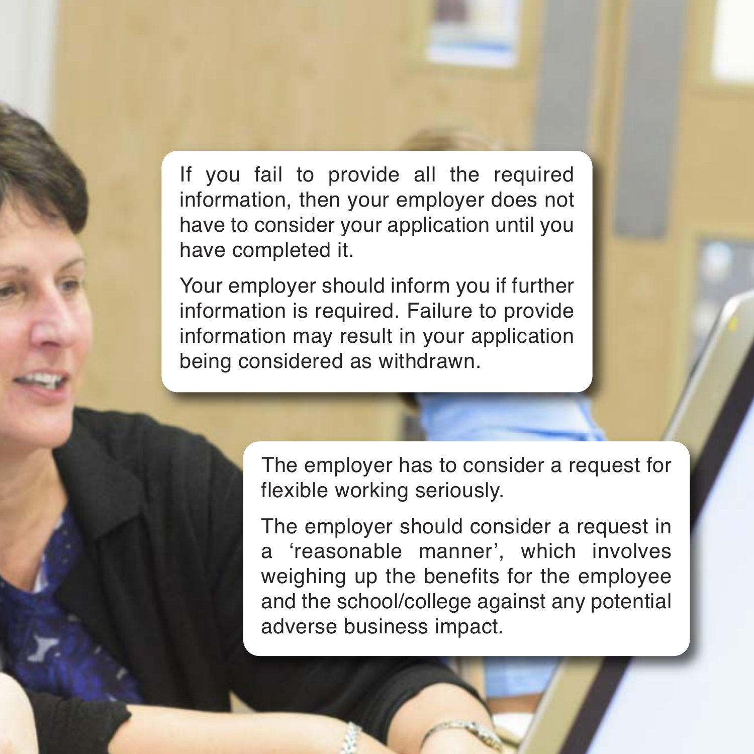If you fail to provide all the required information, then your employer does not have to consider your application until you have completed it.

Your employer should inform you if further information is required. Failure to provide information may result in your application being considered as withdrawn.

The employer has to consider a request for flexible working seriously.

The employer should consider a request in a 'reasonable manner', which involves weighing up the benefits for the employee and the school/college against any potential adverse business impact.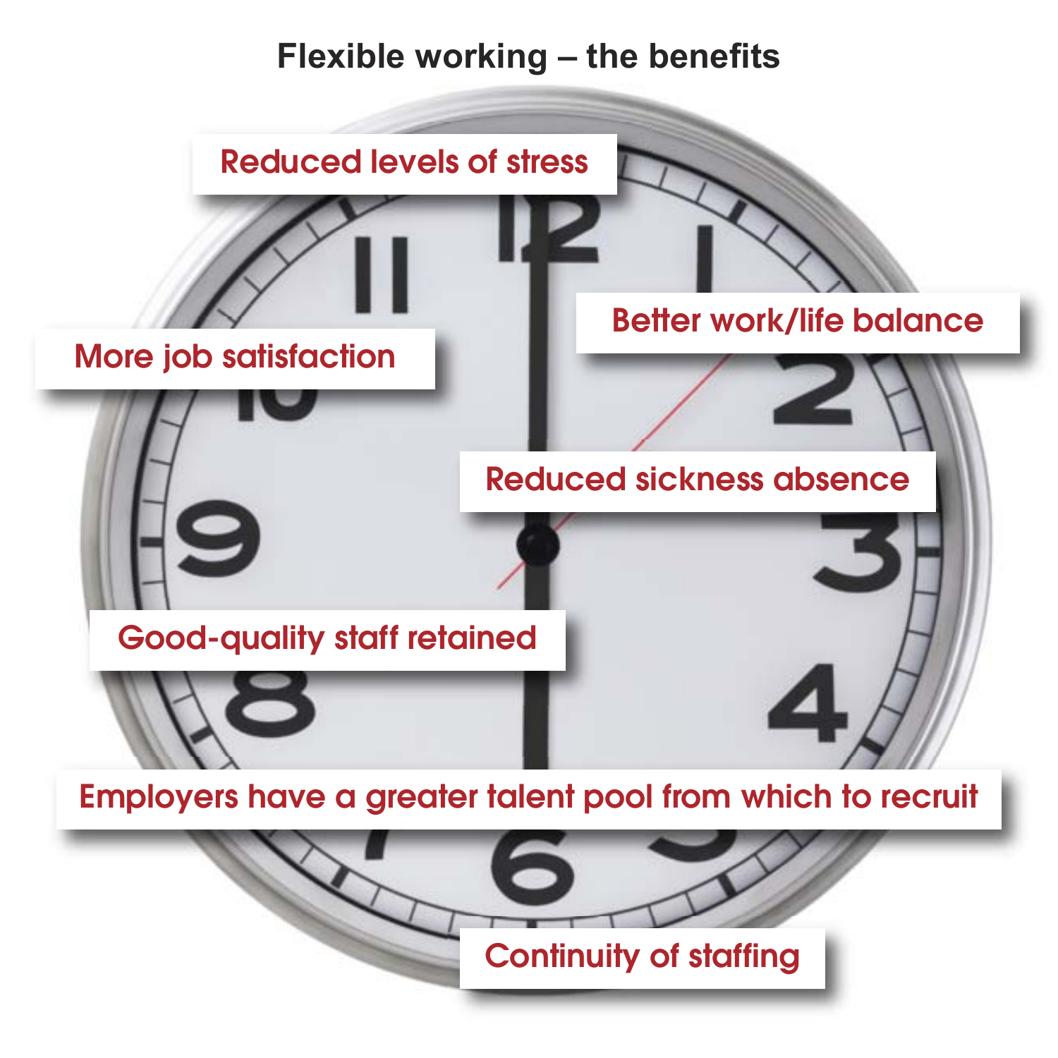## Flexible working – the benefits

- Reduced levels of stress
- More job satisfaction
- Better work/life balance
- Reduced sickness absence
- Good-quality staff retained
- Employers have a greater talent pool from which to recruit
- Continuity of staffing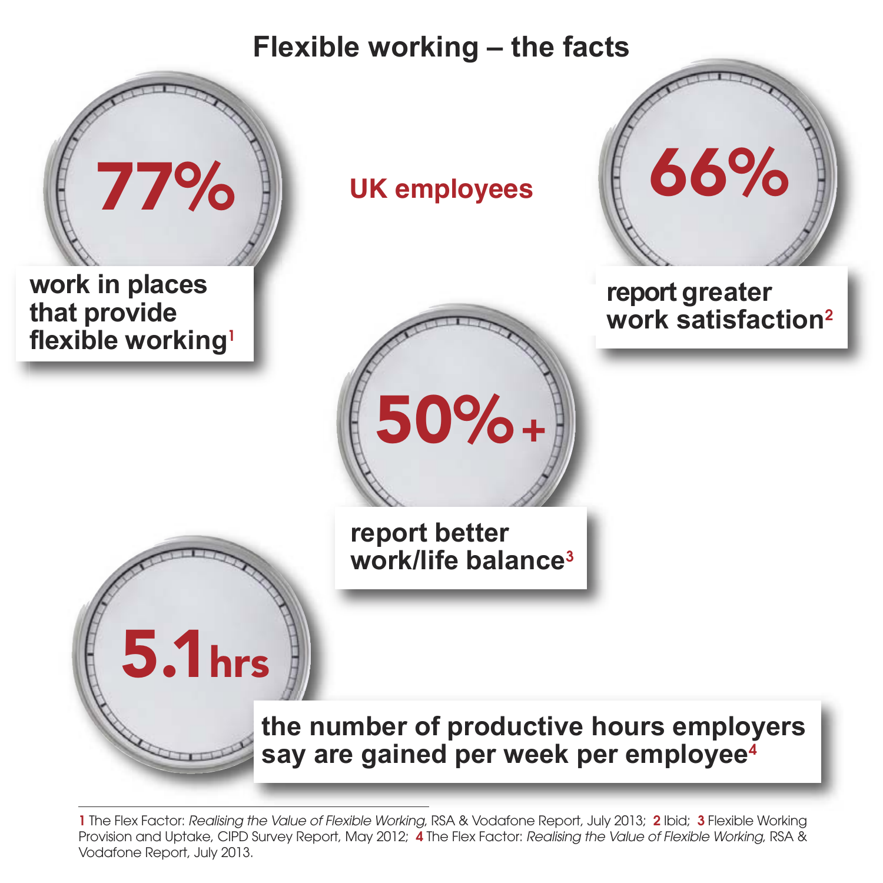# Flexible working – the facts

**UK employees**

**77%** work in places that provide flexible working[1]

**66%** report greater work satisfaction[2]

**50%+** report better work/life balance[3]

**5.1hrs** the number of productive hours employers say are gained per week per employee[4]

---

1 The Flex Factor: *Realising the Value of Flexible Working*, RSA & Vodafone Report, July 2013; 2 Ibid; 3 Flexible Working Provision and Uptake, CIPD Survey Report, May 2012; 4 The Flex Factor: *Realising the Value of Flexible Working*, RSA & Vodafone Report, July 2013.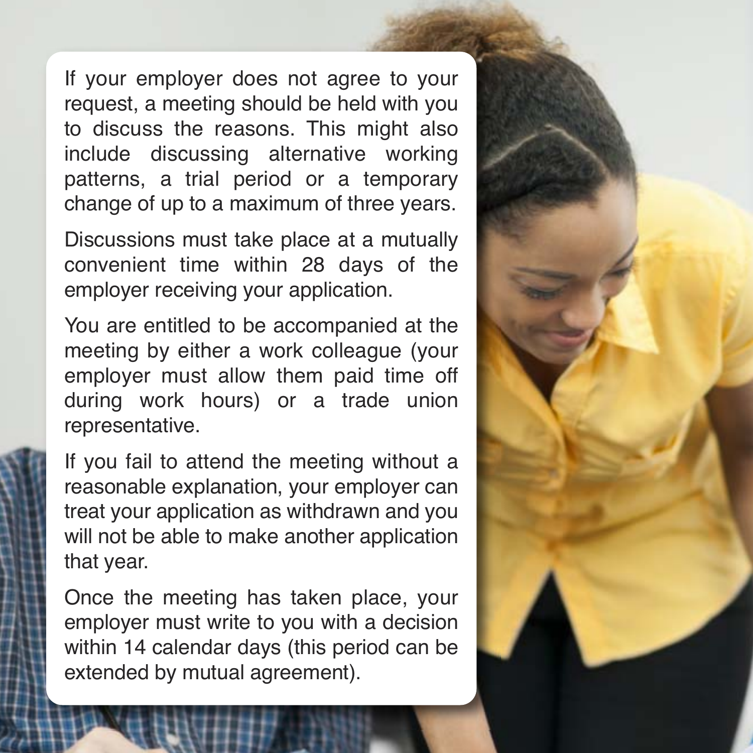If your employer does not agree to your request, a meeting should be held with you to discuss the reasons. This might also include discussing alternative working patterns, a trial period or a temporary change of up to a maximum of three years.

Discussions must take place at a mutually convenient time within 28 days of the employer receiving your application.

You are entitled to be accompanied at the meeting by either a work colleague (your employer must allow them paid time off during work hours) or a trade union representative.

If you fail to attend the meeting without a reasonable explanation, your employer can treat your application as withdrawn and you will not be able to make another application that year.

Once the meeting has taken place, your employer must write to you with a decision within 14 calendar days (this period can be extended by mutual agreement).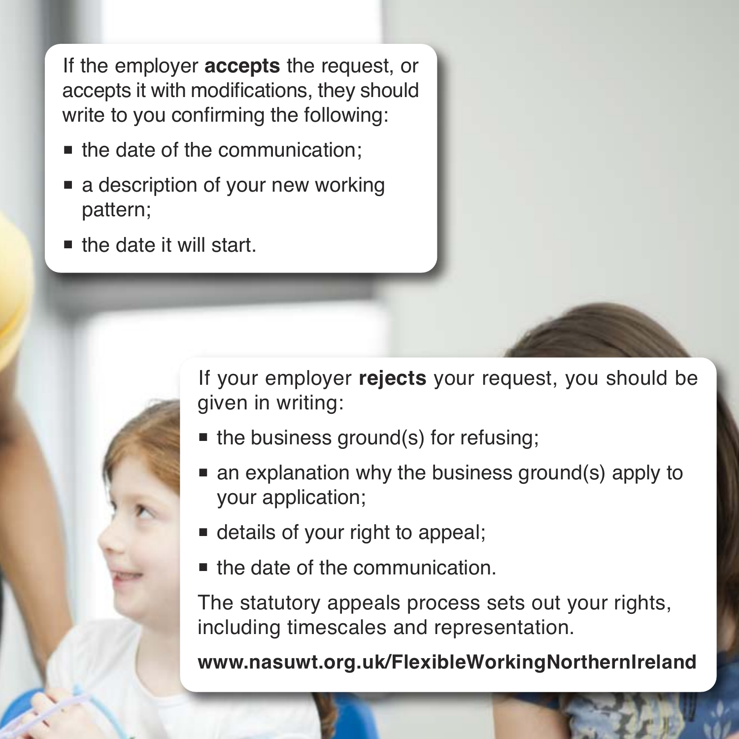If the employer **accepts** the request, or accepts it with modifications, they should write to you confirming the following:

- the date of the communication;
- a description of your new working pattern;
- the date it will start.

If your employer **rejects** your request, you should be given in writing:

- the business ground(s) for refusing;
- an explanation why the business ground(s) apply to your application;
- details of your right to appeal;
- the date of the communication.

The statutory appeals process sets out your rights, including timescales and representation.

**www.nasuwt.org.uk/FlexibleWorkingNorthernIreland**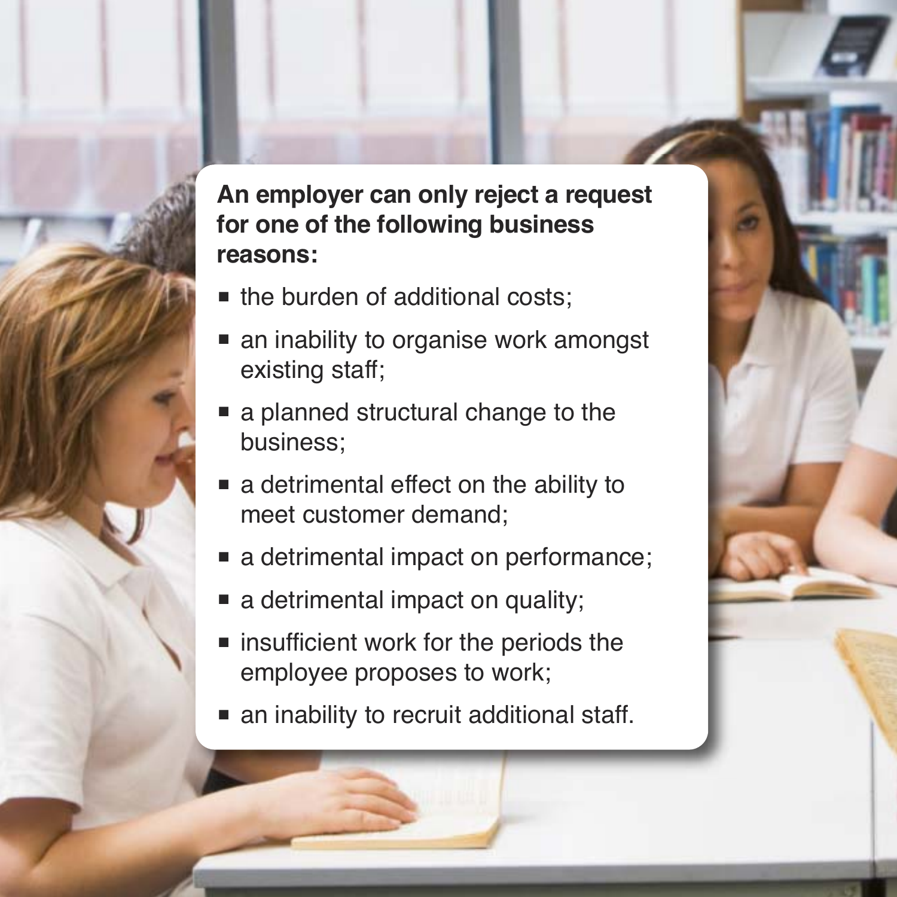**An employer can only reject a request for one of the following business reasons:**

- the burden of additional costs;
- an inability to organise work amongst existing staff;
- a planned structural change to the business;
- a detrimental effect on the ability to meet customer demand;
- a detrimental impact on performance;
- a detrimental impact on quality;
- insufficient work for the periods the employee proposes to work;
- an inability to recruit additional staff.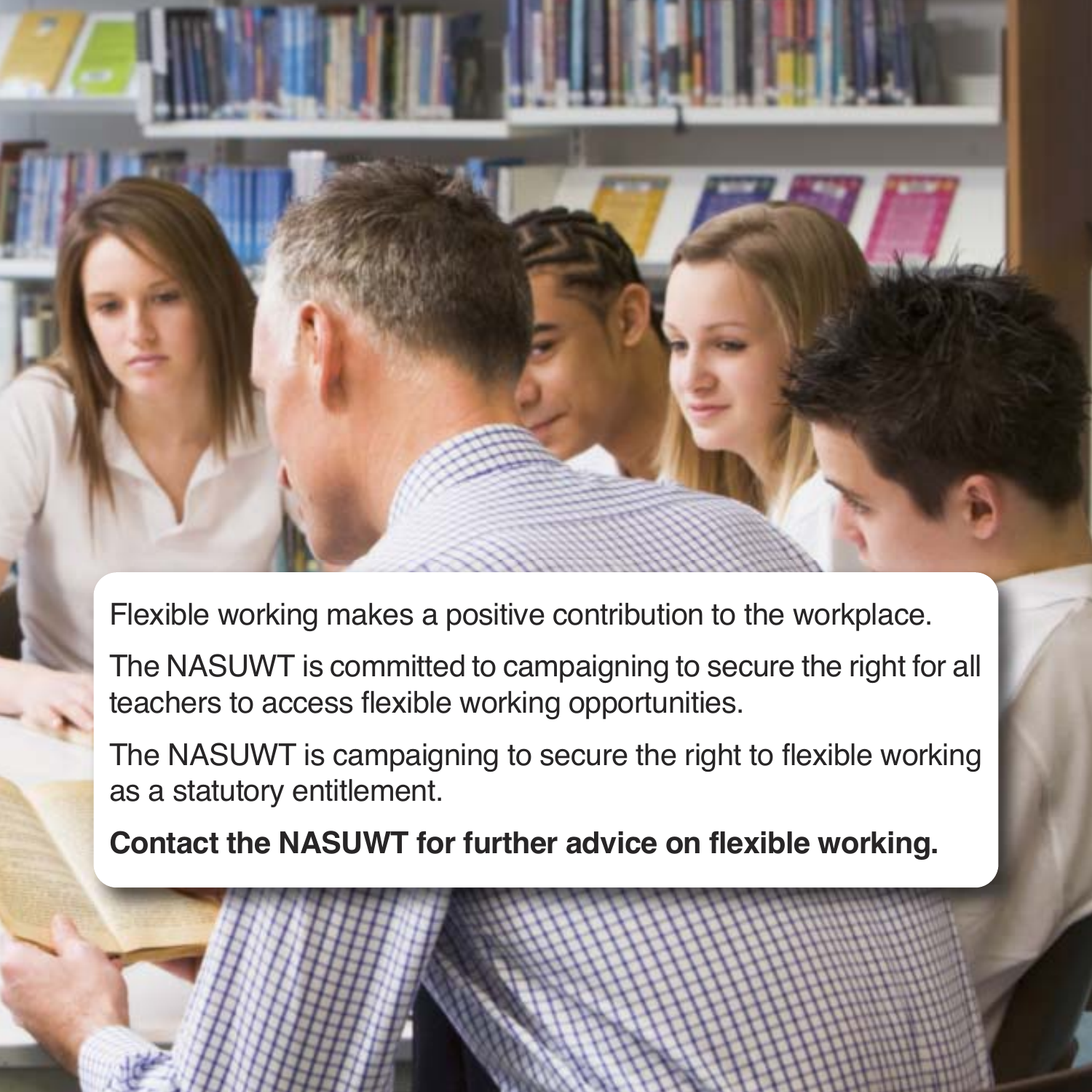Flexible working makes a positive contribution to the workplace.

The NASUWT is committed to campaigning to secure the right for all teachers to access flexible working opportunities.

The NASUWT is campaigning to secure the right to flexible working as a statutory entitlement.

**Contact the NASUWT for further advice on flexible working.**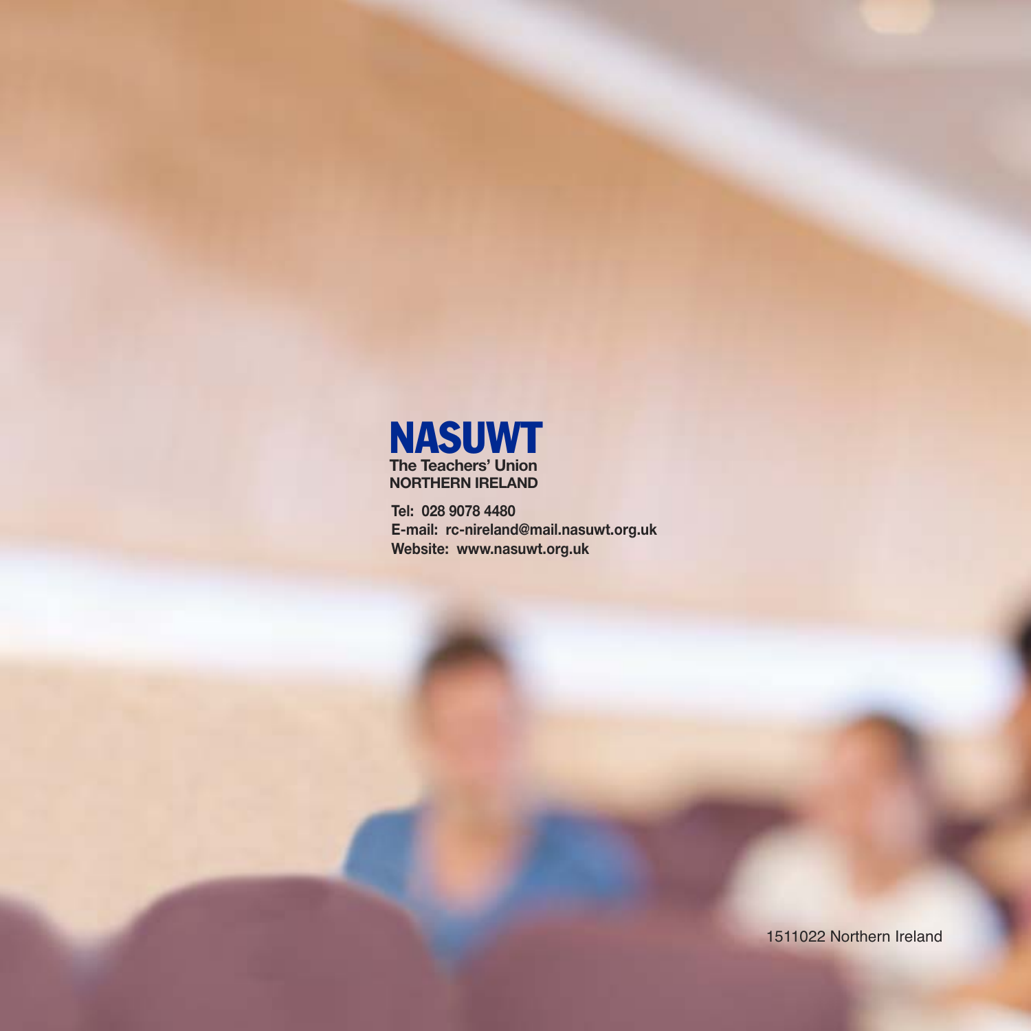# NASUWT

The Teachers' Union
NORTHERN IRELAND

Tel: 028 9078 4480
E-mail: rc-nireland@mail.nasuwt.org.uk
Website: www.nasuwt.org.uk

1511022 Northern Ireland